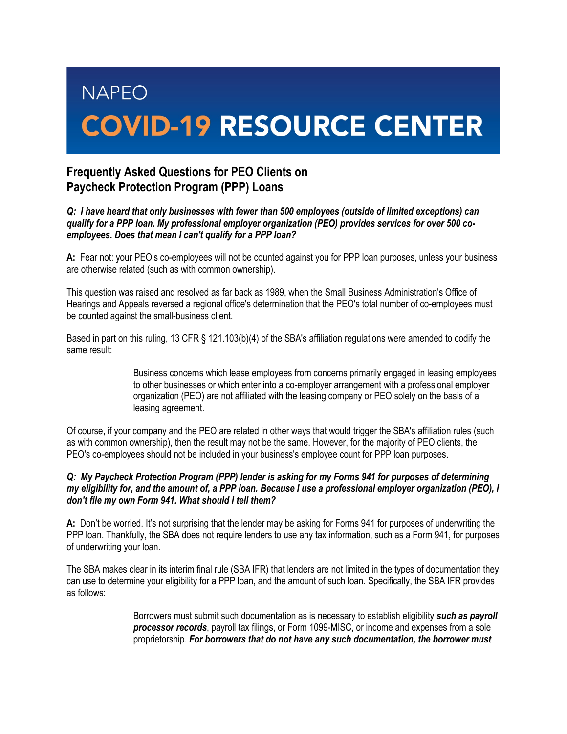# NAPEO

# COVID-19 RESOURCE CENTER

## Frequently Asked Questions for PEO Clients on Paycheck Protection Program (PPP) Loans

***Q: I have heard that only businesses with fewer than 500 employees (outside of limited exceptions) can qualify for a PPP loan. My professional employer organization (PEO) provides services for over 500 co-employees. Does that mean I can't qualify for a PPP loan?***

**A:** Fear not: your PEO's co-employees will not be counted against you for PPP loan purposes, unless your business are otherwise related (such as with common ownership).

This question was raised and resolved as far back as 1989, when the Small Business Administration's Office of Hearings and Appeals reversed a regional office's determination that the PEO's total number of co-employees must be counted against the small-business client.

Based in part on this ruling, 13 CFR § 121.103(b)(4) of the SBA's affiliation regulations were amended to codify the same result:

> Business concerns which lease employees from concerns primarily engaged in leasing employees to other businesses or which enter into a co-employer arrangement with a professional employer organization (PEO) are not affiliated with the leasing company or PEO solely on the basis of a leasing agreement.

Of course, if your company and the PEO are related in other ways that would trigger the SBA's affiliation rules (such as with common ownership), then the result may not be the same. However, for the majority of PEO clients, the PEO's co-employees should not be included in your business's employee count for PPP loan purposes.

***Q: My Paycheck Protection Program (PPP) lender is asking for my Forms 941 for purposes of determining my eligibility for, and the amount of, a PPP loan. Because I use a professional employer organization (PEO), I don't file my own Form 941. What should I tell them?***

**A:** Don't be worried. It's not surprising that the lender may be asking for Forms 941 for purposes of underwriting the PPP loan. Thankfully, the SBA does not require lenders to use any tax information, such as a Form 941, for purposes of underwriting your loan.

The SBA makes clear in its interim final rule (SBA IFR) that lenders are not limited in the types of documentation they can use to determine your eligibility for a PPP loan, and the amount of such loan. Specifically, the SBA IFR provides as follows:

> Borrowers must submit such documentation as is necessary to establish eligibility ***such as payroll processor records***, payroll tax filings, or Form 1099-MISC, or income and expenses from a sole proprietorship. ***For borrowers that do not have any such documentation, the borrower must***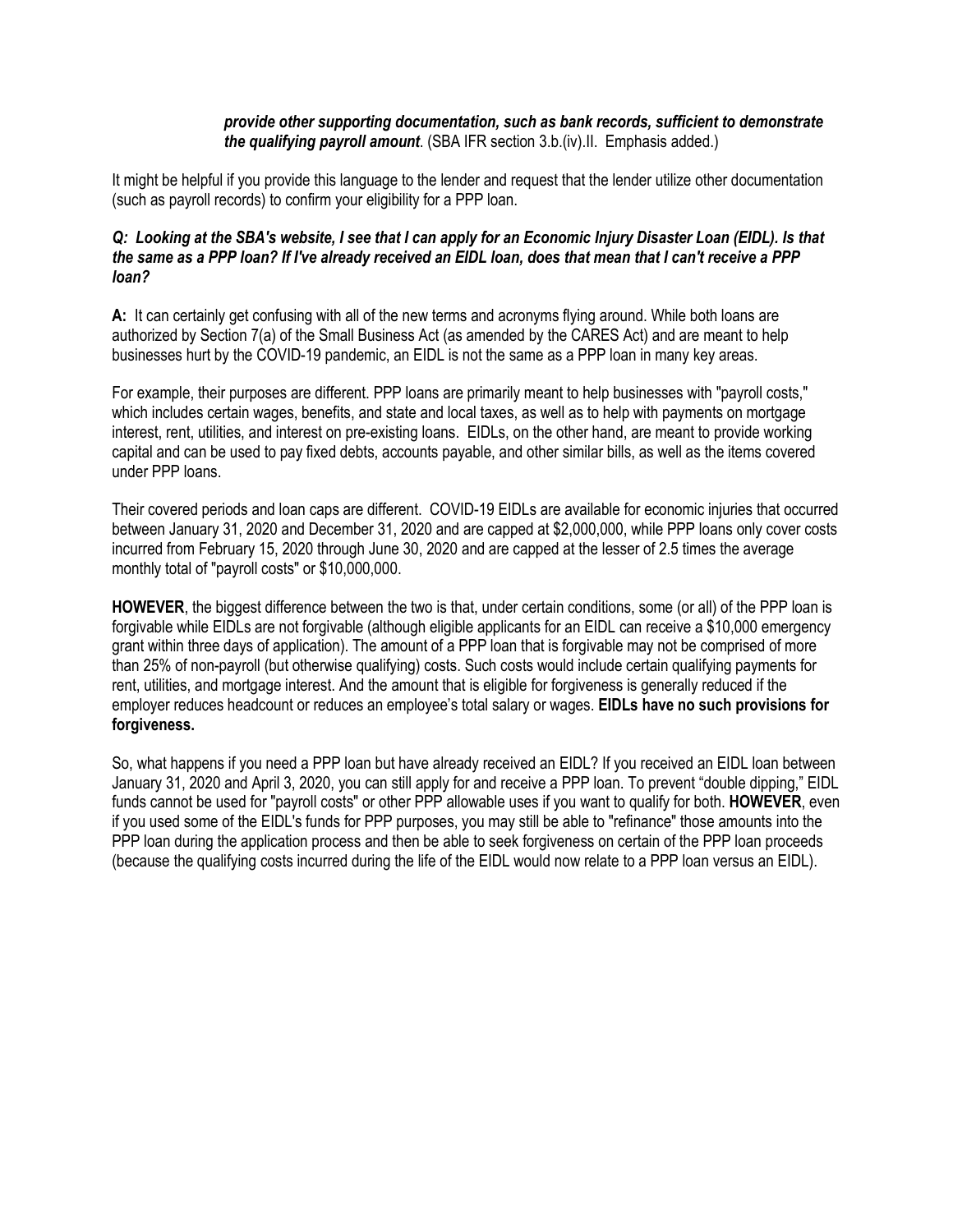> ***provide other supporting documentation, such as bank records, sufficient to demonstrate the qualifying payroll amount***. (SBA IFR section 3.b.(iv).II. Emphasis added.)

It might be helpful if you provide this language to the lender and request that the lender utilize other documentation (such as payroll records) to confirm your eligibility for a PPP loan.

***Q: Looking at the SBA's website, I see that I can apply for an Economic Injury Disaster Loan (EIDL). Is that the same as a PPP loan? If I've already received an EIDL loan, does that mean that I can't receive a PPP loan?***

**A:** It can certainly get confusing with all of the new terms and acronyms flying around. While both loans are authorized by Section 7(a) of the Small Business Act (as amended by the CARES Act) and are meant to help businesses hurt by the COVID-19 pandemic, an EIDL is not the same as a PPP loan in many key areas.

For example, their purposes are different. PPP loans are primarily meant to help businesses with "payroll costs," which includes certain wages, benefits, and state and local taxes, as well as to help with payments on mortgage interest, rent, utilities, and interest on pre-existing loans. EIDLs, on the other hand, are meant to provide working capital and can be used to pay fixed debts, accounts payable, and other similar bills, as well as the items covered under PPP loans.

Their covered periods and loan caps are different. COVID-19 EIDLs are available for economic injuries that occurred between January 31, 2020 and December 31, 2020 and are capped at $2,000,000, while PPP loans only cover costs incurred from February 15, 2020 through June 30, 2020 and are capped at the lesser of 2.5 times the average monthly total of "payroll costs" or $10,000,000.

**HOWEVER**, the biggest difference between the two is that, under certain conditions, some (or all) of the PPP loan is forgivable while EIDLs are not forgivable (although eligible applicants for an EIDL can receive a $10,000 emergency grant within three days of application). The amount of a PPP loan that is forgivable may not be comprised of more than 25% of non-payroll (but otherwise qualifying) costs. Such costs would include certain qualifying payments for rent, utilities, and mortgage interest. And the amount that is eligible for forgiveness is generally reduced if the employer reduces headcount or reduces an employee's total salary or wages. **EIDLs have no such provisions for forgiveness.**

So, what happens if you need a PPP loan but have already received an EIDL? If you received an EIDL loan between January 31, 2020 and April 3, 2020, you can still apply for and receive a PPP loan. To prevent "double dipping," EIDL funds cannot be used for "payroll costs" or other PPP allowable uses if you want to qualify for both. **HOWEVER**, even if you used some of the EIDL's funds for PPP purposes, you may still be able to "refinance" those amounts into the PPP loan during the application process and then be able to seek forgiveness on certain of the PPP loan proceeds (because the qualifying costs incurred during the life of the EIDL would now relate to a PPP loan versus an EIDL).